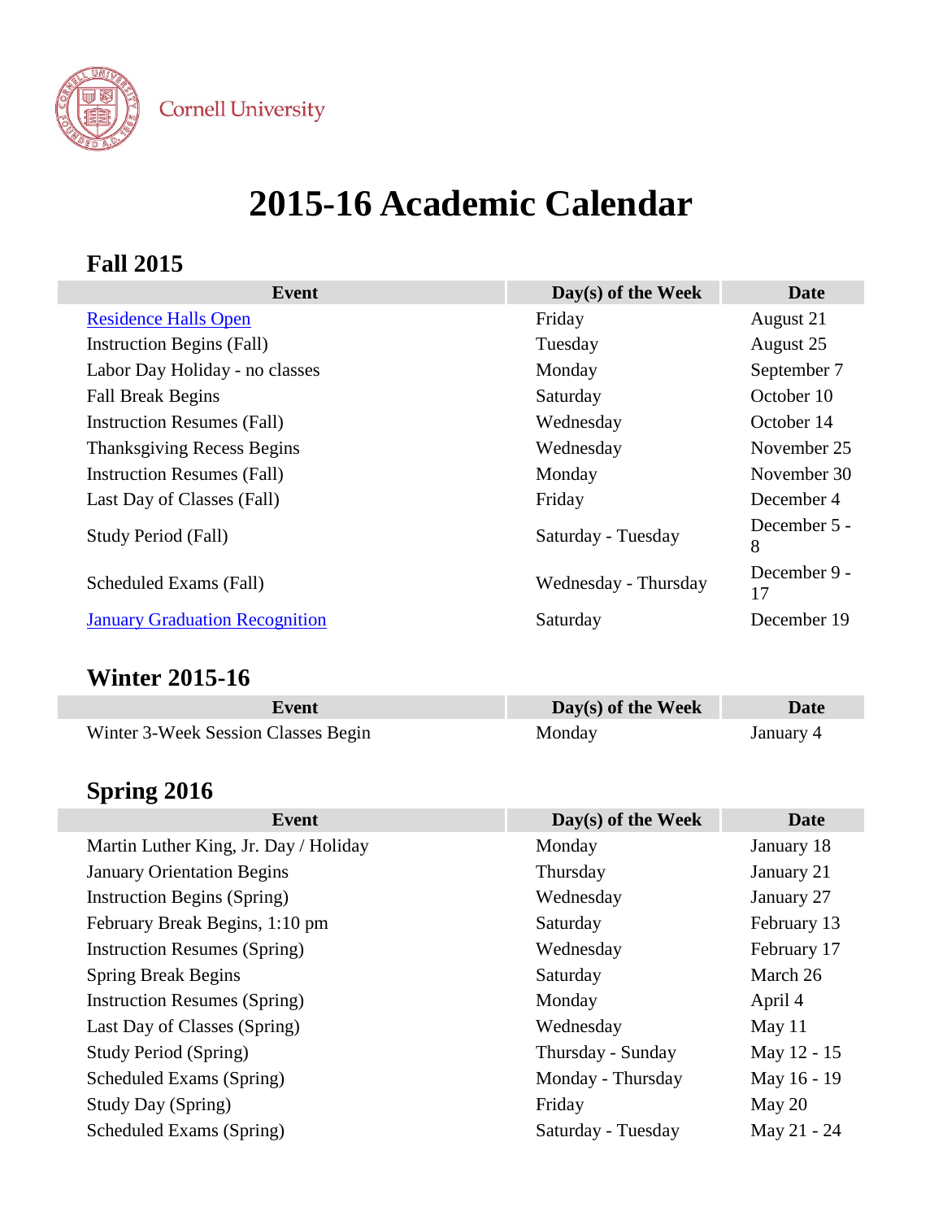Cornell University

# 2015-16 Academic Calendar

## Fall 2015

| Event | Day(s) of the Week | Date |
|---|---|---|
| Residence Halls Open | Friday | August 21 |
| Instruction Begins (Fall) | Tuesday | August 25 |
| Labor Day Holiday - no classes | Monday | September 7 |
| Fall Break Begins | Saturday | October 10 |
| Instruction Resumes (Fall) | Wednesday | October 14 |
| Thanksgiving Recess Begins | Wednesday | November 25 |
| Instruction Resumes (Fall) | Monday | November 30 |
| Last Day of Classes (Fall) | Friday | December 4 |
| Study Period (Fall) | Saturday - Tuesday | December 5 - 8 |
| Scheduled Exams (Fall) | Wednesday - Thursday | December 9 - 17 |
| January Graduation Recognition | Saturday | December 19 |

## Winter 2015-16

| Event | Day(s) of the Week | Date |
|---|---|---|
| Winter 3-Week Session Classes Begin | Monday | January 4 |

## Spring 2016

| Event | Day(s) of the Week | Date |
|---|---|---|
| Martin Luther King, Jr. Day / Holiday | Monday | January 18 |
| January Orientation Begins | Thursday | January 21 |
| Instruction Begins (Spring) | Wednesday | January 27 |
| February Break Begins, 1:10 pm | Saturday | February 13 |
| Instruction Resumes (Spring) | Wednesday | February 17 |
| Spring Break Begins | Saturday | March 26 |
| Instruction Resumes (Spring) | Monday | April 4 |
| Last Day of Classes (Spring) | Wednesday | May 11 |
| Study Period (Spring) | Thursday - Sunday | May 12 - 15 |
| Scheduled Exams (Spring) | Monday - Thursday | May 16 - 19 |
| Study Day (Spring) | Friday | May 20 |
| Scheduled Exams (Spring) | Saturday - Tuesday | May 21 - 24 |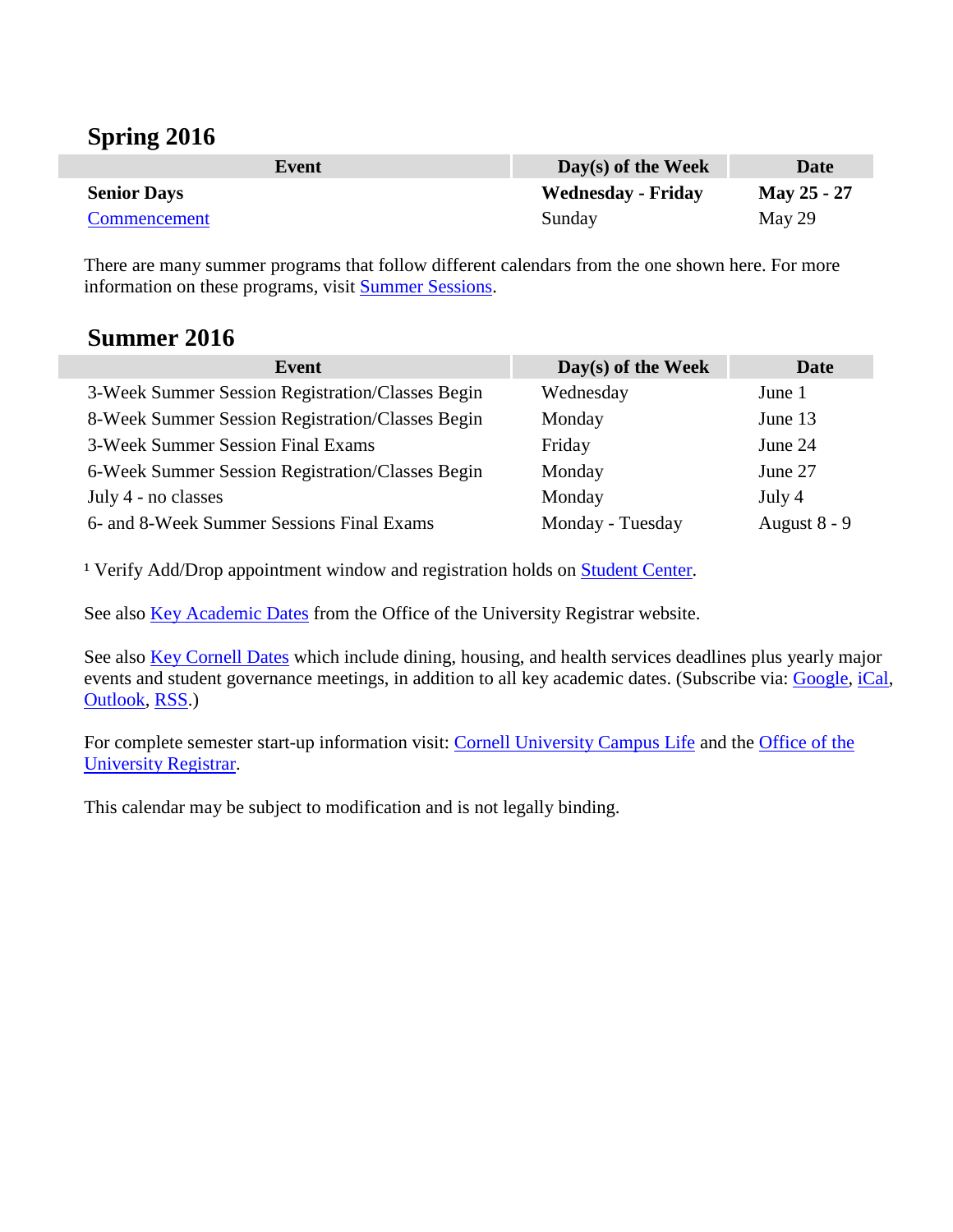## Spring 2016

| Event | Day(s) of the Week | Date |
|---|---|---|
| **Senior Days** | **Wednesday - Friday** | **May 25 - 27** |
| Commencement | Sunday | May 29 |

There are many summer programs that follow different calendars from the one shown here. For more information on these programs, visit Summer Sessions.

## Summer 2016

| Event | Day(s) of the Week | Date |
|---|---|---|
| 3-Week Summer Session Registration/Classes Begin | Wednesday | June 1 |
| 8-Week Summer Session Registration/Classes Begin | Monday | June 13 |
| 3-Week Summer Session Final Exams | Friday | June 24 |
| 6-Week Summer Session Registration/Classes Begin | Monday | June 27 |
| July 4 - no classes | Monday | July 4 |
| 6- and 8-Week Summer Sessions Final Exams | Monday - Tuesday | August 8 - 9 |

[1] Verify Add/Drop appointment window and registration holds on Student Center.

See also Key Academic Dates from the Office of the University Registrar website.

See also Key Cornell Dates which include dining, housing, and health services deadlines plus yearly major events and student governance meetings, in addition to all key academic dates. (Subscribe via: Google, iCal, Outlook, RSS.)

For complete semester start-up information visit: Cornell University Campus Life and the Office of the University Registrar.

This calendar may be subject to modification and is not legally binding.